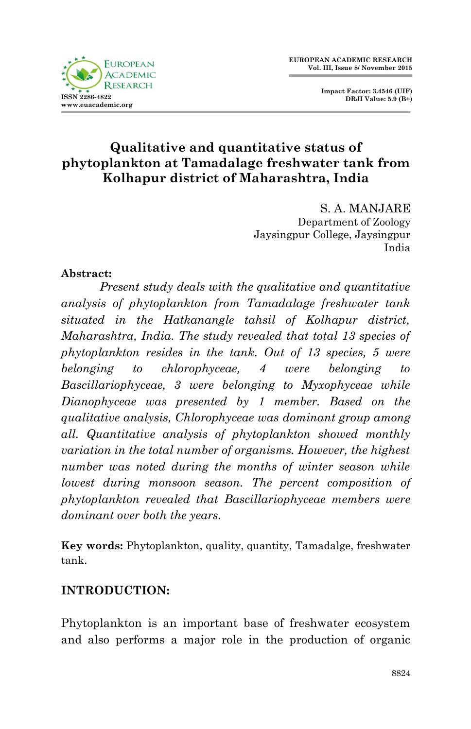# Qualitative and quantitative status of phytoplankton at Tamadalage freshwater tank from Kolhapur district of Maharashtra, India

S. A. MANJARE
Department of Zoology
Jaysingpur College, Jaysingpur
India

**Abstract:**

*Present study deals with the qualitative and quantitative analysis of phytoplankton from Tamadalage freshwater tank situated in the Hatkanangle tahsil of Kolhapur district, Maharashtra, India. The study revealed that total 13 species of phytoplankton resides in the tank. Out of 13 species, 5 were belonging to chlorophyceae, 4 were belonging to Bascillariophyceae, 3 were belonging to Myxophyceae while Dianophyceae was presented by 1 member. Based on the qualitative analysis, Chlorophyceae was dominant group among all. Quantitative analysis of phytoplankton showed monthly variation in the total number of organisms. However, the highest number was noted during the months of winter season while lowest during monsoon season. The percent composition of phytoplankton revealed that Bascillariophyceae members were dominant over both the years.*

**Key words:** Phytoplankton, quality, quantity, Tamadalge, freshwater tank.

## INTRODUCTION:

Phytoplankton is an important base of freshwater ecosystem and also performs a major role in the production of organic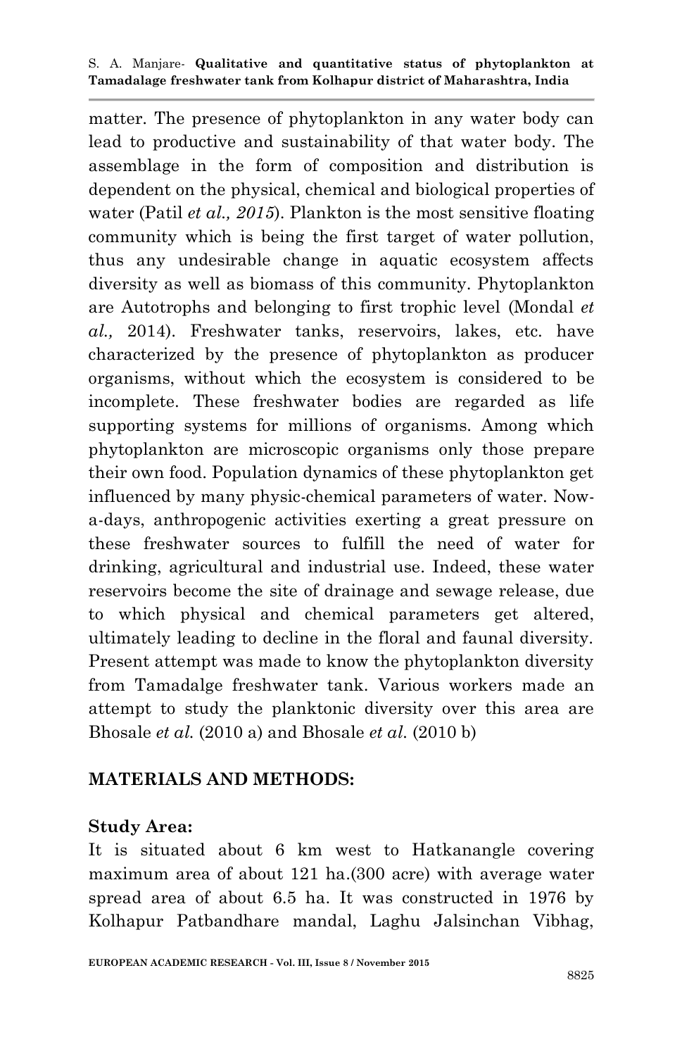matter. The presence of phytoplankton in any water body can lead to productive and sustainability of that water body. The assemblage in the form of composition and distribution is dependent on the physical, chemical and biological properties of water (Patil *et al., 2015*). Plankton is the most sensitive floating community which is being the first target of water pollution, thus any undesirable change in aquatic ecosystem affects diversity as well as biomass of this community. Phytoplankton are Autotrophs and belonging to first trophic level (Mondal *et al.,* 2014). Freshwater tanks, reservoirs, lakes, etc. have characterized by the presence of phytoplankton as producer organisms, without which the ecosystem is considered to be incomplete. These freshwater bodies are regarded as life supporting systems for millions of organisms. Among which phytoplankton are microscopic organisms only those prepare their own food. Population dynamics of these phytoplankton get influenced by many physic-chemical parameters of water. Now-a-days, anthropogenic activities exerting a great pressure on these freshwater sources to fulfill the need of water for drinking, agricultural and industrial use. Indeed, these water reservoirs become the site of drainage and sewage release, due to which physical and chemical parameters get altered, ultimately leading to decline in the floral and faunal diversity. Present attempt was made to know the phytoplankton diversity from Tamadalge freshwater tank. Various workers made an attempt to study the planktonic diversity over this area are Bhosale *et al.* (2010 a) and Bhosale *et al.* (2010 b)

## MATERIALS AND METHODS:

### Study Area:

It is situated about 6 km west to Hatkanangle covering maximum area of about 121 ha.(300 acre) with average water spread area of about 6.5 ha. It was constructed in 1976 by Kolhapur Patbandhare mandal, Laghu Jalsinchan Vibhag,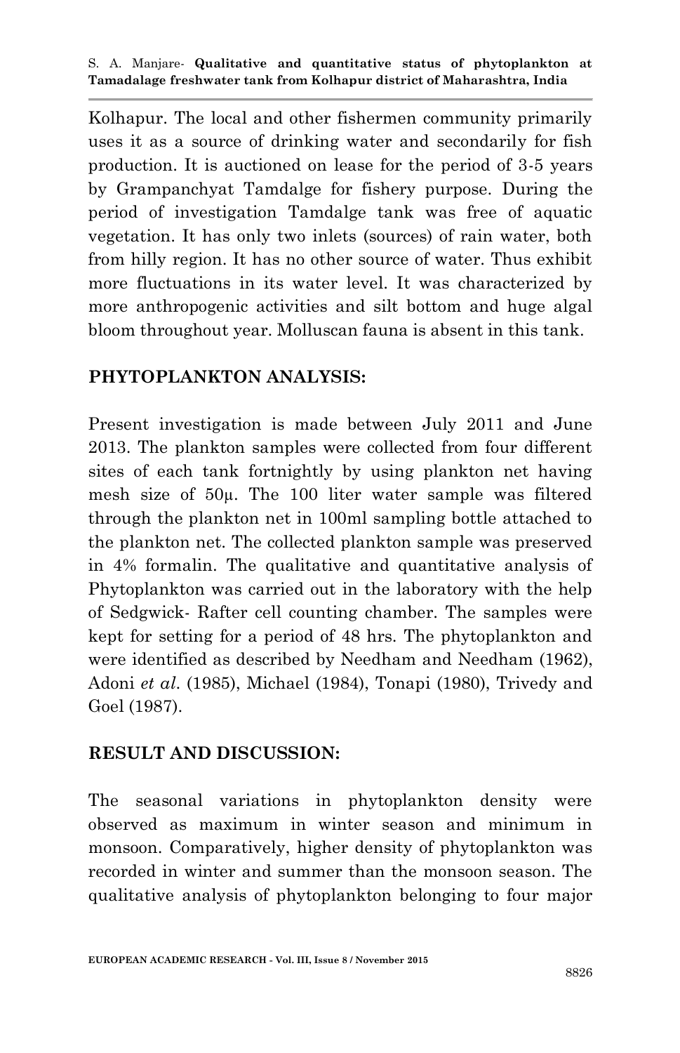Kolhapur. The local and other fishermen community primarily uses it as a source of drinking water and secondarily for fish production. It is auctioned on lease for the period of 3-5 years by Grampanchyat Tamdalge for fishery purpose. During the period of investigation Tamdalge tank was free of aquatic vegetation. It has only two inlets (sources) of rain water, both from hilly region. It has no other source of water. Thus exhibit more fluctuations in its water level. It was characterized by more anthropogenic activities and silt bottom and huge algal bloom throughout year. Molluscan fauna is absent in this tank.

## PHYTOPLANKTON ANALYSIS:

Present investigation is made between July 2011 and June 2013. The plankton samples were collected from four different sites of each tank fortnightly by using plankton net having mesh size of 50μ. The 100 liter water sample was filtered through the plankton net in 100ml sampling bottle attached to the plankton net. The collected plankton sample was preserved in 4% formalin. The qualitative and quantitative analysis of Phytoplankton was carried out in the laboratory with the help of Sedgwick- Rafter cell counting chamber. The samples were kept for setting for a period of 48 hrs. The phytoplankton and were identified as described by Needham and Needham (1962), Adoni *et al*. (1985), Michael (1984), Tonapi (1980), Trivedy and Goel (1987).

## RESULT AND DISCUSSION:

The seasonal variations in phytoplankton density were observed as maximum in winter season and minimum in monsoon. Comparatively, higher density of phytoplankton was recorded in winter and summer than the monsoon season. The qualitative analysis of phytoplankton belonging to four major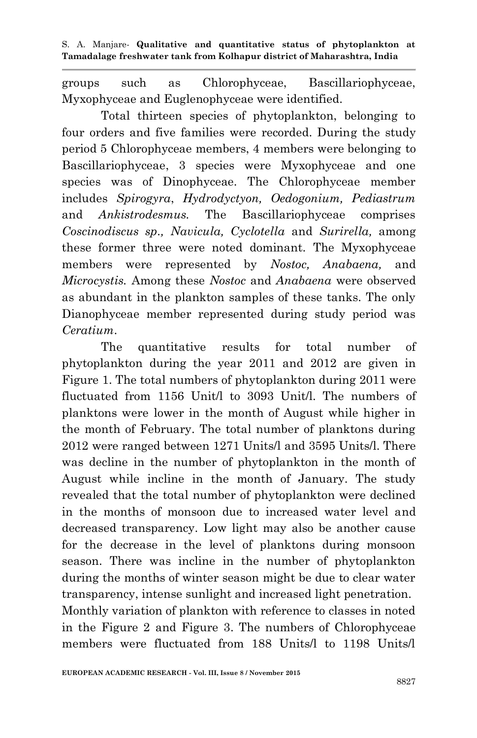groups such as Chlorophyceae, Bascillariophyceae, Myxophyceae and Euglenophyceae were identified.

Total thirteen species of phytoplankton, belonging to four orders and five families were recorded. During the study period 5 Chlorophyceae members, 4 members were belonging to Bascillariophyceae, 3 species were Myxophyceae and one species was of Dinophyceae. The Chlorophyceae member includes *Spirogyra*, *Hydrodyctyon, Oedogonium, Pediastrum* and *Ankistrodesmus.* The Bascillariophyceae comprises *Coscinodiscus sp., Navicula, Cyclotella* and *Surirella,* among these former three were noted dominant. The Myxophyceae members were represented by *Nostoc, Anabaena,* and *Microcystis.* Among these *Nostoc* and *Anabaena* were observed as abundant in the plankton samples of these tanks. The only Dianophyceae member represented during study period was *Ceratium*.

The quantitative results for total number of phytoplankton during the year 2011 and 2012 are given in Figure 1. The total numbers of phytoplankton during 2011 were fluctuated from 1156 Unit/l to 3093 Unit/l. The numbers of planktons were lower in the month of August while higher in the month of February. The total number of planktons during 2012 were ranged between 1271 Units/l and 3595 Units/l. There was decline in the number of phytoplankton in the month of August while incline in the month of January. The study revealed that the total number of phytoplankton were declined in the months of monsoon due to increased water level and decreased transparency. Low light may also be another cause for the decrease in the level of planktons during monsoon season. There was incline in the number of phytoplankton during the months of winter season might be due to clear water transparency, intense sunlight and increased light penetration.
Monthly variation of plankton with reference to classes in noted in the Figure 2 and Figure 3. The numbers of Chlorophyceae members were fluctuated from 188 Units/l to 1198 Units/l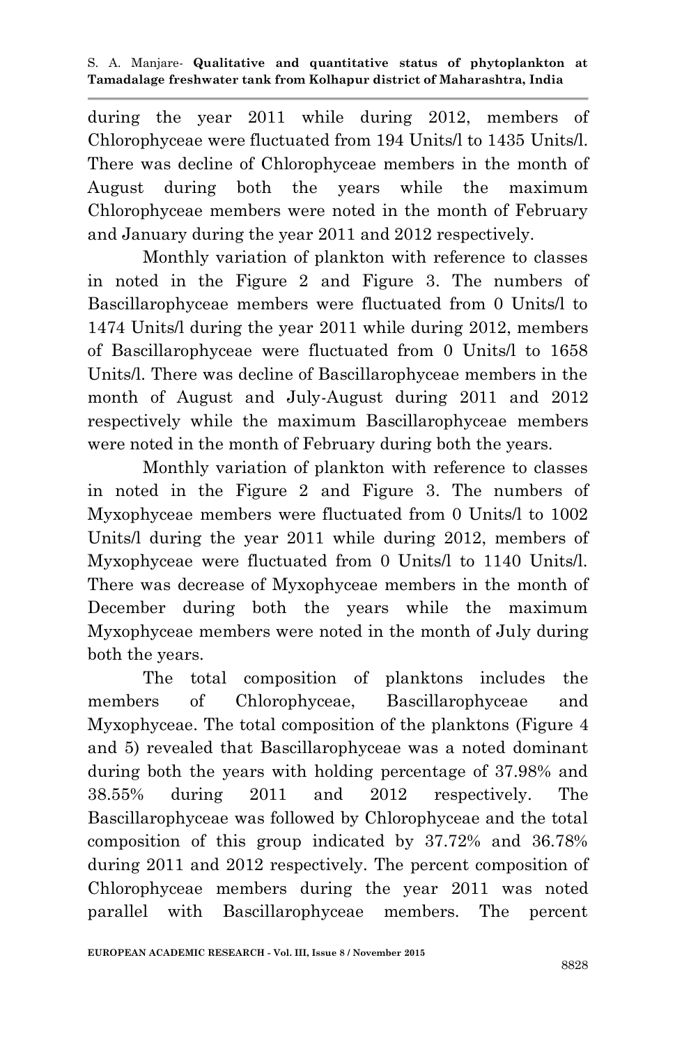during the year 2011 while during 2012, members of Chlorophyceae were fluctuated from 194 Units/l to 1435 Units/l. There was decline of Chlorophyceae members in the month of August during both the years while the maximum Chlorophyceae members were noted in the month of February and January during the year 2011 and 2012 respectively.

Monthly variation of plankton with reference to classes in noted in the Figure 2 and Figure 3. The numbers of Bascillarophyceae members were fluctuated from 0 Units/l to 1474 Units/l during the year 2011 while during 2012, members of Bascillarophyceae were fluctuated from 0 Units/l to 1658 Units/l. There was decline of Bascillarophyceae members in the month of August and July-August during 2011 and 2012 respectively while the maximum Bascillarophyceae members were noted in the month of February during both the years.

Monthly variation of plankton with reference to classes in noted in the Figure 2 and Figure 3. The numbers of Myxophyceae members were fluctuated from 0 Units/l to 1002 Units/l during the year 2011 while during 2012, members of Myxophyceae were fluctuated from 0 Units/l to 1140 Units/l. There was decrease of Myxophyceae members in the month of December during both the years while the maximum Myxophyceae members were noted in the month of July during both the years.

The total composition of planktons includes the members of Chlorophyceae, Bascillarophyceae and Myxophyceae. The total composition of the planktons (Figure 4 and 5) revealed that Bascillarophyceae was a noted dominant during both the years with holding percentage of 37.98% and 38.55% during 2011 and 2012 respectively. The Bascillarophyceae was followed by Chlorophyceae and the total composition of this group indicated by 37.72% and 36.78% during 2011 and 2012 respectively. The percent composition of Chlorophyceae members during the year 2011 was noted parallel with Bascillarophyceae members. The percent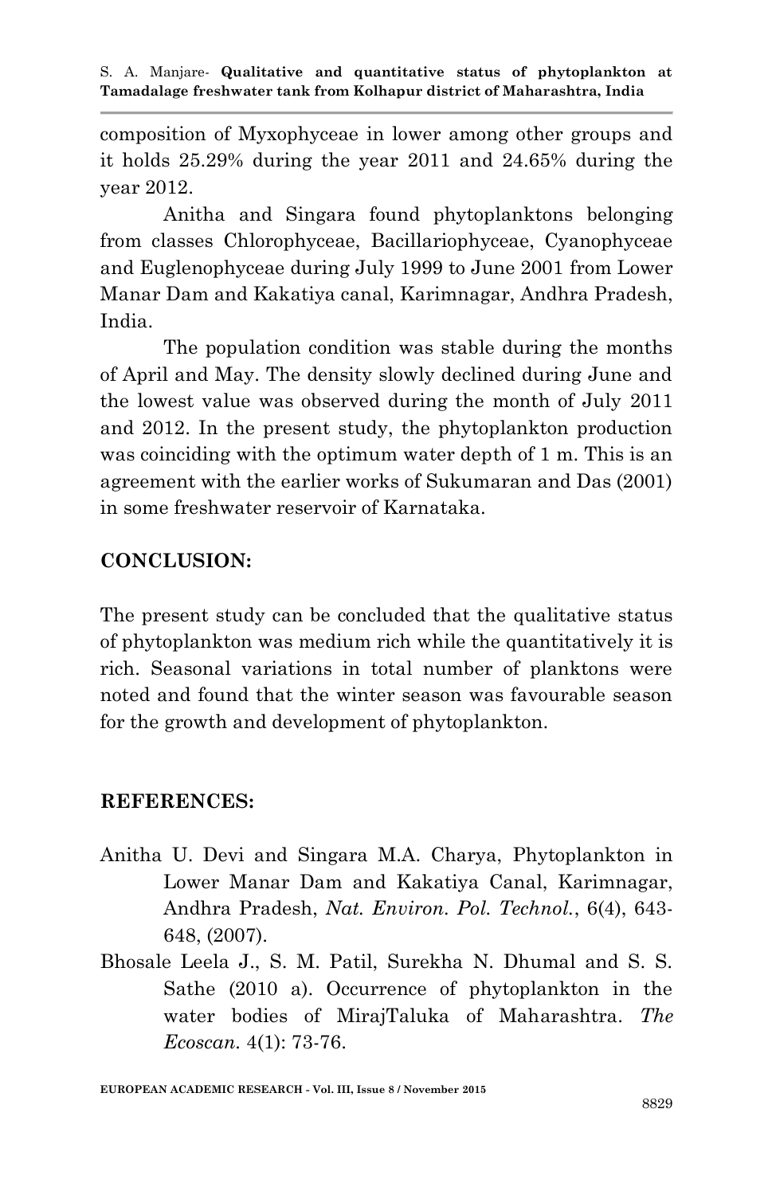composition of Myxophyceae in lower among other groups and it holds 25.29% during the year 2011 and 24.65% during the year 2012.

Anitha and Singara found phytoplanktons belonging from classes Chlorophyceae, Bacillariophyceae, Cyanophyceae and Euglenophyceae during July 1999 to June 2001 from Lower Manar Dam and Kakatiya canal, Karimnagar, Andhra Pradesh, India.

The population condition was stable during the months of April and May. The density slowly declined during June and the lowest value was observed during the month of July 2011 and 2012. In the present study, the phytoplankton production was coinciding with the optimum water depth of 1 m. This is an agreement with the earlier works of Sukumaran and Das (2001) in some freshwater reservoir of Karnataka.

## CONCLUSION:

The present study can be concluded that the qualitative status of phytoplankton was medium rich while the quantitatively it is rich. Seasonal variations in total number of planktons were noted and found that the winter season was favourable season for the growth and development of phytoplankton.

## REFERENCES:

Anitha U. Devi and Singara M.A. Charya, Phytoplankton in Lower Manar Dam and Kakatiya Canal, Karimnagar, Andhra Pradesh, *Nat. Environ. Pol. Technol.*, 6(4), 643-648, (2007).

Bhosale Leela J., S. M. Patil, Surekha N. Dhumal and S. S. Sathe (2010 a). Occurrence of phytoplankton in the water bodies of MirajTaluka of Maharashtra. *The Ecoscan.* 4(1): 73-76.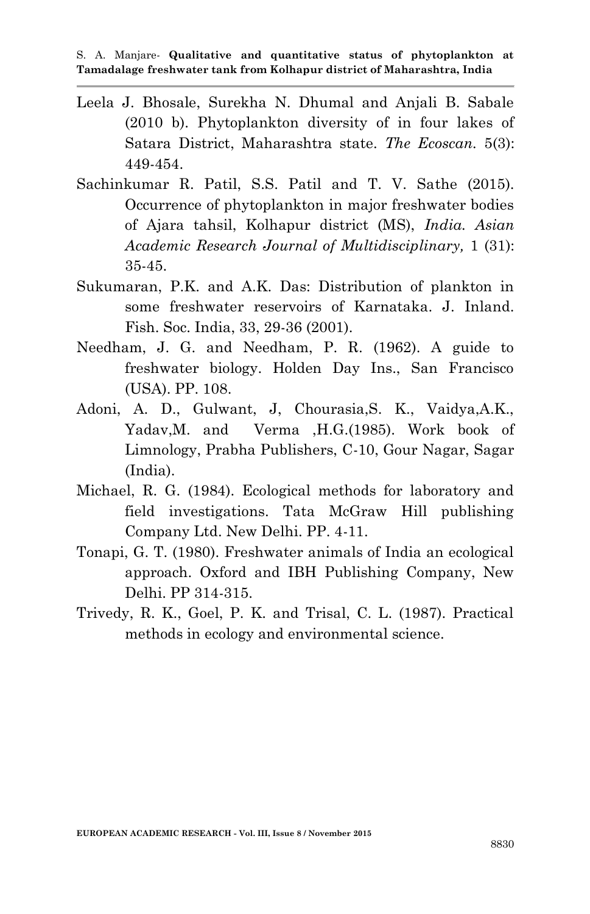Leela J. Bhosale, Surekha N. Dhumal and Anjali B. Sabale (2010 b). Phytoplankton diversity of in four lakes of Satara District, Maharashtra state. *The Ecoscan.* 5(3): 449-454.

Sachinkumar R. Patil, S.S. Patil and T. V. Sathe (2015). Occurrence of phytoplankton in major freshwater bodies of Ajara tahsil, Kolhapur district (MS), *India. Asian Academic Research Journal of Multidisciplinary,* 1 (31): 35-45.

Sukumaran, P.K. and A.K. Das: Distribution of plankton in some freshwater reservoirs of Karnataka. J. Inland. Fish. Soc. India, 33, 29-36 (2001).

Needham, J. G. and Needham, P. R. (1962). A guide to freshwater biology. Holden Day Ins., San Francisco (USA). PP. 108.

Adoni, A. D., Gulwant, J, Chourasia,S. K., Vaidya,A.K., Yadav,M. and Verma ,H.G.(1985). Work book of Limnology, Prabha Publishers, C-10, Gour Nagar, Sagar (India).

Michael, R. G. (1984). Ecological methods for laboratory and field investigations. Tata McGraw Hill publishing Company Ltd. New Delhi. PP. 4-11.

Tonapi, G. T. (1980). Freshwater animals of India an ecological approach. Oxford and IBH Publishing Company, New Delhi. PP 314-315.

Trivedy, R. K., Goel, P. K. and Trisal, C. L. (1987). Practical methods in ecology and environmental science.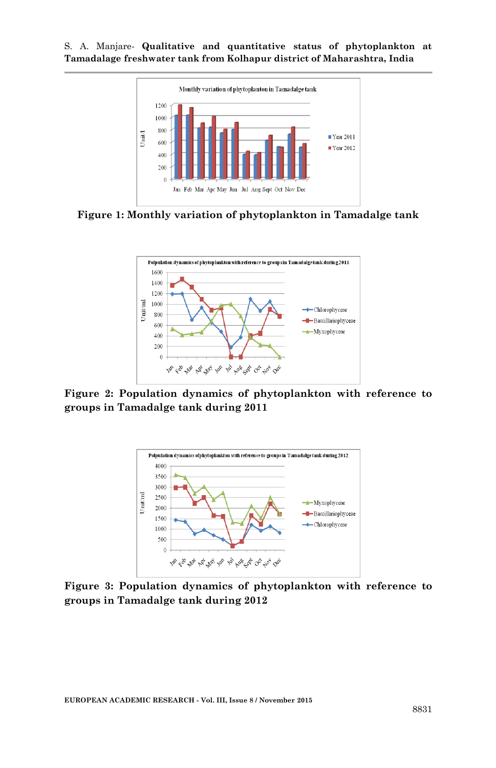Figure 1: Monthly variation of phytoplankton in Tamadalge tank

Figure 2: Population dynamics of phytoplankton with reference to groups in Tamadalge tank during 2011

Figure 3: Population dynamics of phytoplankton with reference to groups in Tamadalge tank during 2012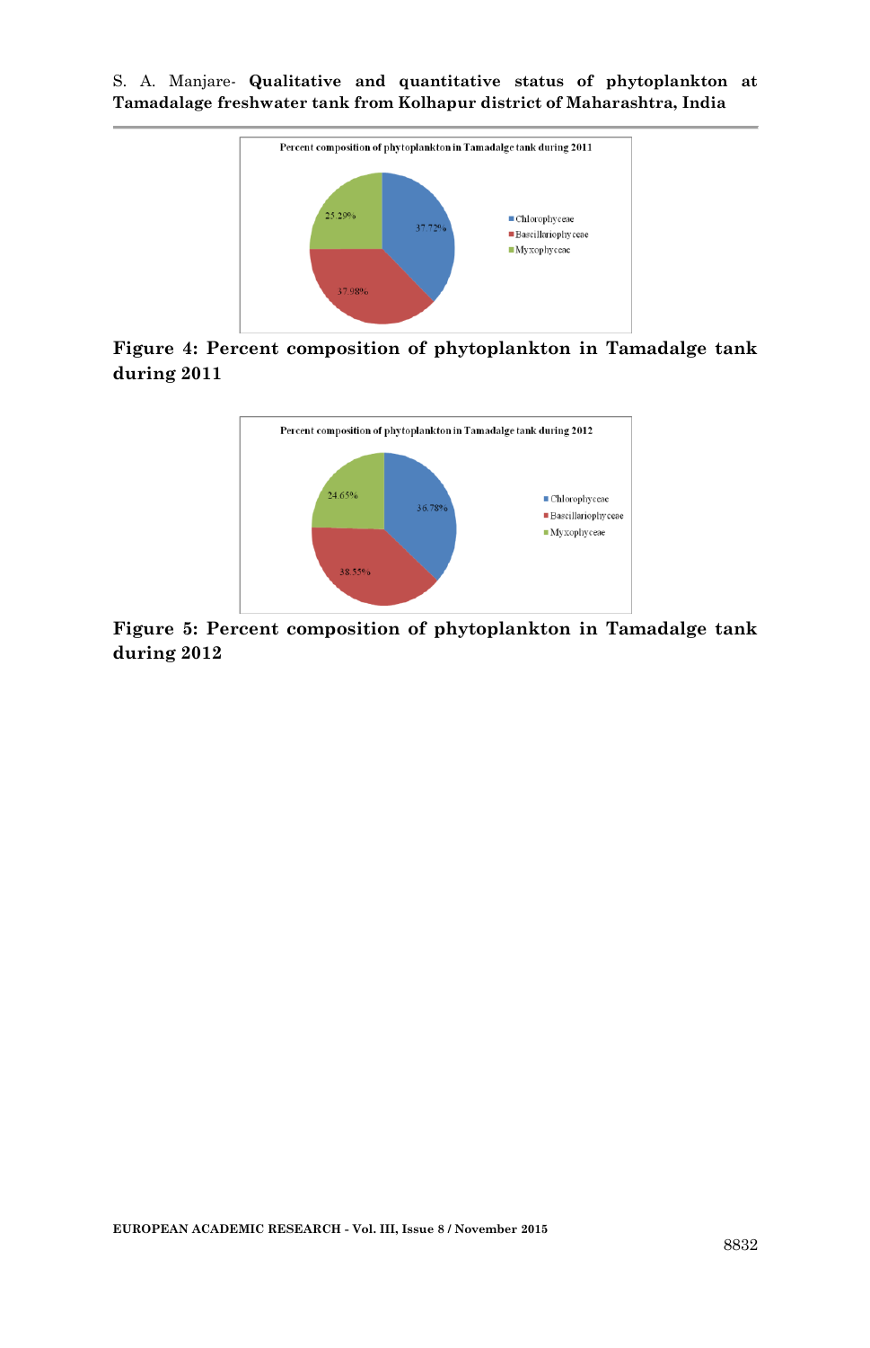Percent composition of phytoplankton in Tamadalge tank during 2011

25.29%

37.72%

37.98%

Chlorophyceae
Bascillariophyceae
Myxophyceae

**Figure 4: Percent composition of phytoplankton in Tamadalge tank during 2011**

Percent composition of phytoplankton in Tamadalge tank during 2012

24.65%

36.78%

38.55%

Chlorophyceae
Bascillariophyceae
Myxophyceae

**Figure 5: Percent composition of phytoplankton in Tamadalge tank during 2012**